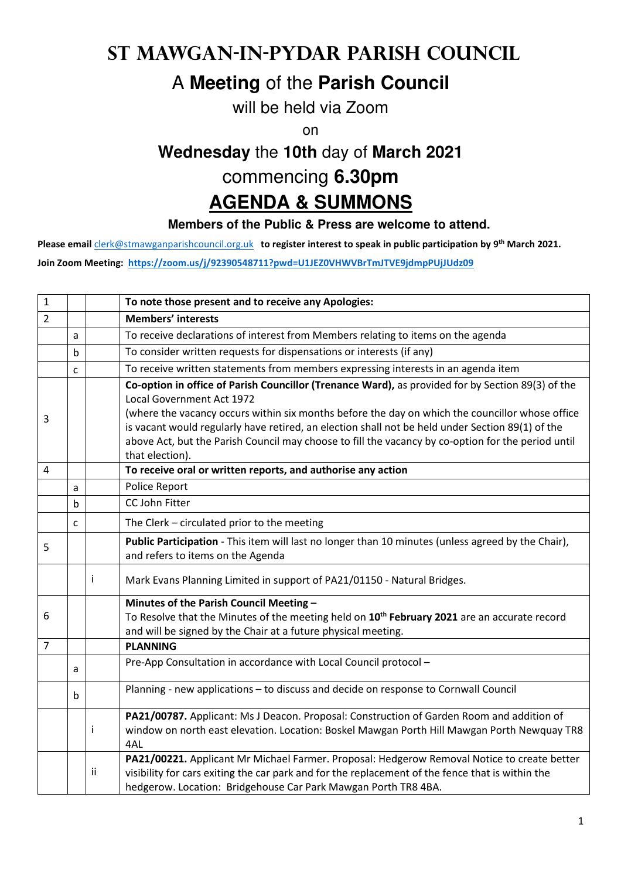# ST MAWGAN-IN-PYDAR PARISH COUNCIL

## A **Meeting** of the **Parish Council**

will be held via Zoom

on

**Wednesday** the **10th** day of **March 2021**

commencing **6.30pm**

## AGENDA & SUMMONS

**Members of the Public & Press are welcome to attend.**

**Please email** clerk@stmawganparishcouncil.org.uk **to register interest to speak in public participation by 9th March 2021.**

**Join Zoom Meeting: https://zoom.us/j/92390548711?pwd=U1JEZ0VHWVBrTmJTVE9jdmpPUjJUdz09**

| | | | |
|---|---|---|---|
| 1 | | | **To note those present and to receive any Apologies:** |
| 2 | | | **Members' interests** |
| | a | | To receive declarations of interest from Members relating to items on the agenda |
| | b | | To consider written requests for dispensations or interests (if any) |
| | c | | To receive written statements from members expressing interests in an agenda item |
| 3 | | | **Co-option in office of Parish Councillor (Trenance Ward),** as provided for by Section 89(3) of the Local Government Act 1972<br>(where the vacancy occurs within six months before the day on which the councillor whose office is vacant would regularly have retired, an election shall not be held under Section 89(1) of the above Act, but the Parish Council may choose to fill the vacancy by co-option for the period until that election). |
| 4 | | | **To receive oral or written reports, and authorise any action** |
| | a | | Police Report |
| | b | | CC John Fitter |
| | c | | The Clerk – circulated prior to the meeting |
| 5 | | | **Public Participation** - This item will last no longer than 10 minutes (unless agreed by the Chair), and refers to items on the Agenda |
| | | i | Mark Evans Planning Limited in support of PA21/01150 - Natural Bridges. |
| 6 | | | **Minutes of the Parish Council Meeting –**<br>To Resolve that the Minutes of the meeting held on **10th February 2021** are an accurate record and will be signed by the Chair at a future physical meeting. |
| 7 | | | **PLANNING** |
| | a | | Pre-App Consultation in accordance with Local Council protocol – |
| | b | | Planning - new applications – to discuss and decide on response to Cornwall Council |
| | | i | **PA21/00787.** Applicant: Ms J Deacon. Proposal: Construction of Garden Room and addition of window on north east elevation. Location: Boskel Mawgan Porth Hill Mawgan Porth Newquay TR8 4AL |
| | | ii | **PA21/00221.** Applicant Mr Michael Farmer. Proposal: Hedgerow Removal Notice to create better visibility for cars exiting the car park and for the replacement of the fence that is within the hedgerow. Location: Bridgehouse Car Park Mawgan Porth TR8 4BA. |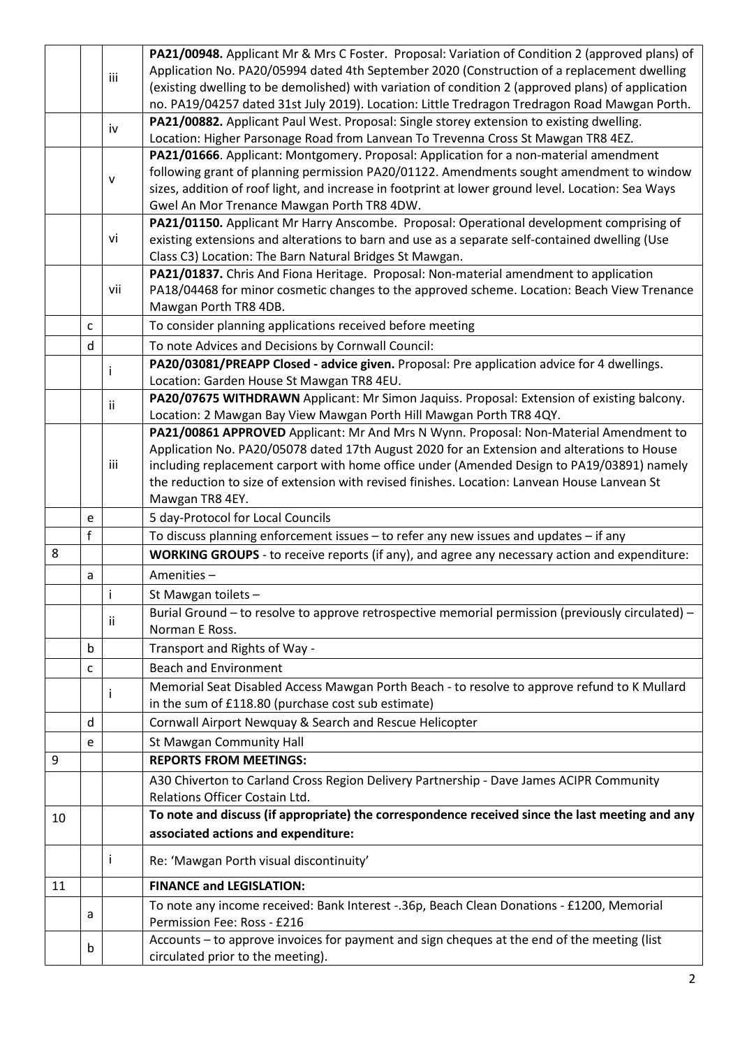| | | | |
|---|---|---|---|
| | | iii | **PA21/00948.** Applicant Mr & Mrs C Foster. Proposal: Variation of Condition 2 (approved plans) of Application No. PA20/05994 dated 4th September 2020 (Construction of a replacement dwelling (existing dwelling to be demolished) with variation of condition 2 (approved plans) of application no. PA19/04257 dated 31st July 2019). Location: Little Tredragon Tredragon Road Mawgan Porth. |
| | | iv | **PA21/00882.** Applicant Paul West. Proposal: Single storey extension to existing dwelling. Location: Higher Parsonage Road from Lanvean To Trevenna Cross St Mawgan TR8 4EZ. |
| | | v | **PA21/01666**. Applicant: Montgomery. Proposal: Application for a non-material amendment following grant of planning permission PA20/01122. Amendments sought amendment to window sizes, addition of roof light, and increase in footprint at lower ground level. Location: Sea Ways Gwel An Mor Trenance Mawgan Porth TR8 4DW. |
| | | vi | **PA21/01150.** Applicant Mr Harry Anscombe. Proposal: Operational development comprising of existing extensions and alterations to barn and use as a separate self-contained dwelling (Use Class C3) Location: The Barn Natural Bridges St Mawgan. |
| | | vii | **PA21/01837.** Chris And Fiona Heritage. Proposal: Non-material amendment to application PA18/04468 for minor cosmetic changes to the approved scheme. Location: Beach View Trenance Mawgan Porth TR8 4DB. |
| | c | | To consider planning applications received before meeting |
| | d | | To note Advices and Decisions by Cornwall Council: |
| | | i | **PA20/03081/PREAPP Closed - advice given.** Proposal: Pre application advice for 4 dwellings. Location: Garden House St Mawgan TR8 4EU. |
| | | ii | **PA20/07675 WITHDRAWN** Applicant: Mr Simon Jaquiss. Proposal: Extension of existing balcony. Location: 2 Mawgan Bay View Mawgan Porth Hill Mawgan Porth TR8 4QY. |
| | | iii | **PA21/00861 APPROVED** Applicant: Mr And Mrs N Wynn. Proposal: Non-Material Amendment to Application No. PA20/05078 dated 17th August 2020 for an Extension and alterations to House including replacement carport with home office under (Amended Design to PA19/03891) namely the reduction to size of extension with revised finishes. Location: Lanvean House Lanvean St Mawgan TR8 4EY. |
| | e | | 5 day-Protocol for Local Councils |
| | f | | To discuss planning enforcement issues – to refer any new issues and updates – if any |
| 8 | | | **WORKING GROUPS** - to receive reports (if any), and agree any necessary action and expenditure: |
| | a | | Amenities – |
| | | i | St Mawgan toilets – |
| | | ii | Burial Ground – to resolve to approve retrospective memorial permission (previously circulated) – Norman E Ross. |
| | b | | Transport and Rights of Way - |
| | c | | Beach and Environment |
| | | i | Memorial Seat Disabled Access Mawgan Porth Beach - to resolve to approve refund to K Mullard in the sum of £118.80 (purchase cost sub estimate) |
| | d | | Cornwall Airport Newquay & Search and Rescue Helicopter |
| | e | | St Mawgan Community Hall |
| 9 | | | **REPORTS FROM MEETINGS:** |
| | | | A30 Chiverton to Carland Cross Region Delivery Partnership - Dave James ACIPR Community Relations Officer Costain Ltd. |
| 10 | | | **To note and discuss (if appropriate) the correspondence received since the last meeting and any associated actions and expenditure:** |
| | | i | Re: 'Mawgan Porth visual discontinuity' |
| 11 | | | **FINANCE and LEGISLATION:** |
| | a | | To note any income received: Bank Interest -.36p, Beach Clean Donations - £1200, Memorial Permission Fee: Ross - £216 |
| | b | | Accounts – to approve invoices for payment and sign cheques at the end of the meeting (list circulated prior to the meeting). |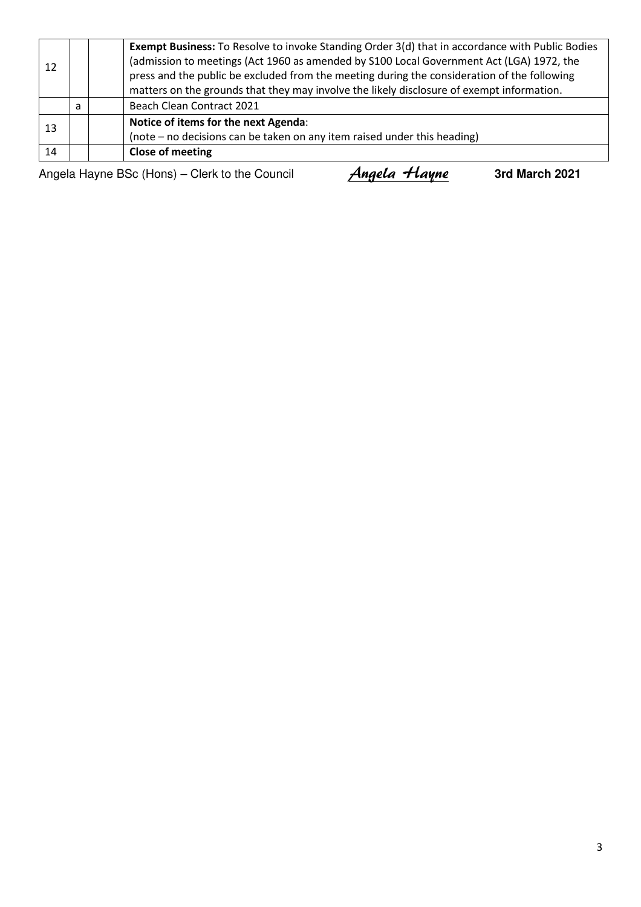| | | | |
|---|---|---|---|
| 12 | | | **Exempt Business:** To Resolve to invoke Standing Order 3(d) that in accordance with Public Bodies (admission to meetings (Act 1960 as amended by S100 Local Government Act (LGA) 1972, the press and the public be excluded from the meeting during the consideration of the following matters on the grounds that they may involve the likely disclosure of exempt information. |
| | a | | Beach Clean Contract 2021 |
| 13 | | | **Notice of items for the next Agenda**:<br>(note – no decisions can be taken on any item raised under this heading) |
| 14 | | | **Close of meeting** |

Angela Hayne BSc (Hons) – Clerk to the Council *Angela Hayne* **3rd March 2021**